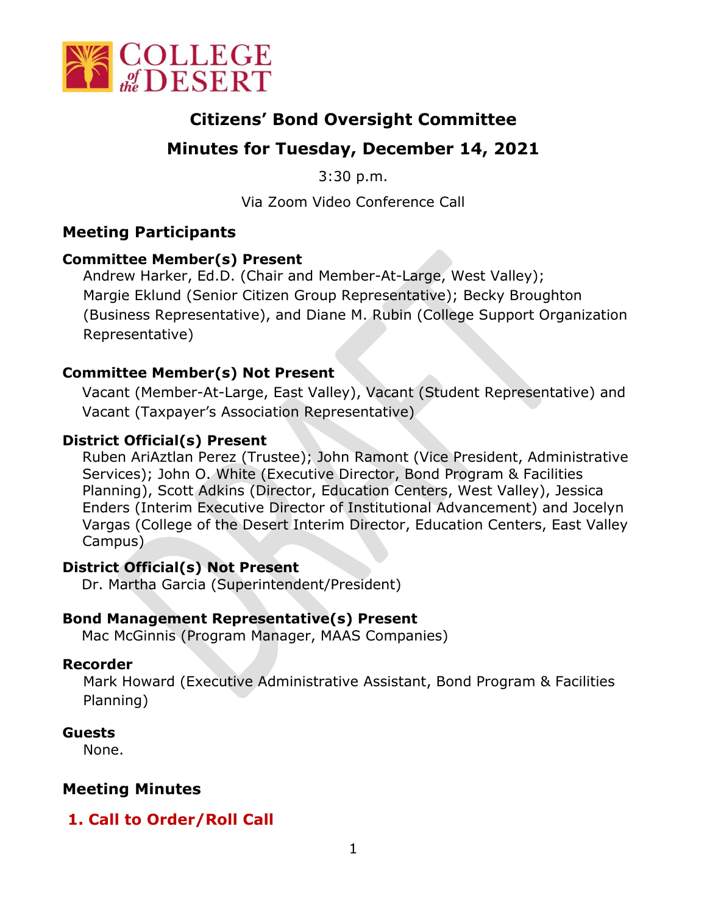# Citizens' Bond Oversight Committee

## Minutes for Tuesday, December 14, 2021

3:30 p.m.

Via Zoom Video Conference Call

## Meeting Participants

**Committee Member(s) Present**

Andrew Harker, Ed.D. (Chair and Member-At-Large, West Valley); Margie Eklund (Senior Citizen Group Representative); Becky Broughton (Business Representative), and Diane M. Rubin (College Support Organization Representative)

**Committee Member(s) Not Present**

Vacant (Member-At-Large, East Valley), Vacant (Student Representative) and Vacant (Taxpayer's Association Representative)

**District Official(s) Present**

Ruben AriAztlan Perez (Trustee); John Ramont (Vice President, Administrative Services); John O. White (Executive Director, Bond Program & Facilities Planning), Scott Adkins (Director, Education Centers, West Valley), Jessica Enders (Interim Executive Director of Institutional Advancement) and Jocelyn Vargas (College of the Desert Interim Director, Education Centers, East Valley Campus)

**District Official(s) Not Present**

Dr. Martha Garcia (Superintendent/President)

**Bond Management Representative(s) Present**

Mac McGinnis (Program Manager, MAAS Companies)

**Recorder**

Mark Howard (Executive Administrative Assistant, Bond Program & Facilities Planning)

**Guests**

None.

## Meeting Minutes

### 1. Call to Order/Roll Call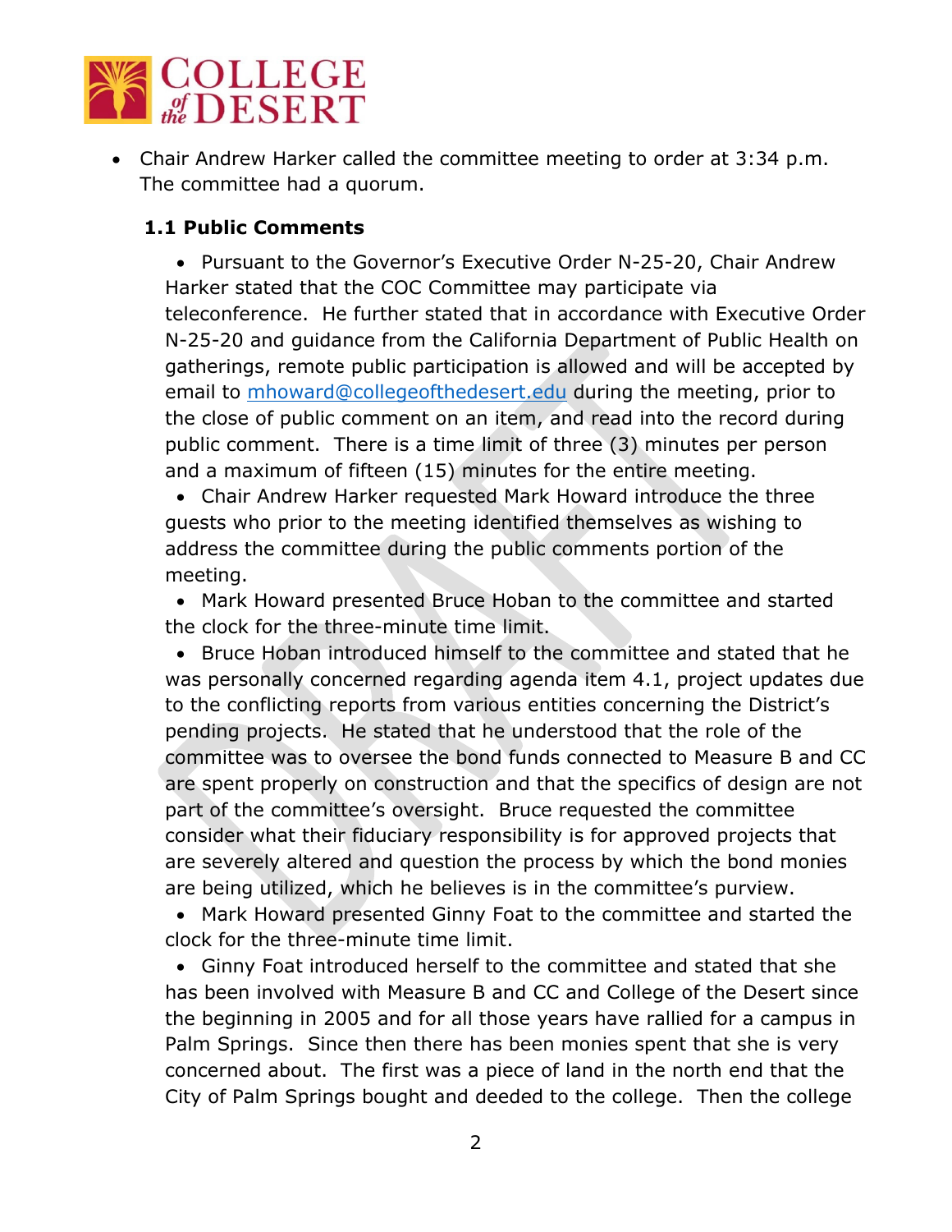- Chair Andrew Harker called the committee meeting to order at 3:34 p.m. The committee had a quorum.

### 1.1 Public Comments

- Pursuant to the Governor's Executive Order N-25-20, Chair Andrew Harker stated that the COC Committee may participate via teleconference. He further stated that in accordance with Executive Order N-25-20 and guidance from the California Department of Public Health on gatherings, remote public participation is allowed and will be accepted by email to mhoward@collegeofthedesert.edu during the meeting, prior to the close of public comment on an item, and read into the record during public comment. There is a time limit of three (3) minutes per person and a maximum of fifteen (15) minutes for the entire meeting.
- Chair Andrew Harker requested Mark Howard introduce the three guests who prior to the meeting identified themselves as wishing to address the committee during the public comments portion of the meeting.
- Mark Howard presented Bruce Hoban to the committee and started the clock for the three-minute time limit.
- Bruce Hoban introduced himself to the committee and stated that he was personally concerned regarding agenda item 4.1, project updates due to the conflicting reports from various entities concerning the District's pending projects. He stated that he understood that the role of the committee was to oversee the bond funds connected to Measure B and CC are spent properly on construction and that the specifics of design are not part of the committee's oversight. Bruce requested the committee consider what their fiduciary responsibility is for approved projects that are severely altered and question the process by which the bond monies are being utilized, which he believes is in the committee's purview.
- Mark Howard presented Ginny Foat to the committee and started the clock for the three-minute time limit.
- Ginny Foat introduced herself to the committee and stated that she has been involved with Measure B and CC and College of the Desert since the beginning in 2005 and for all those years have rallied for a campus in Palm Springs. Since then there has been monies spent that she is very concerned about. The first was a piece of land in the north end that the City of Palm Springs bought and deeded to the college. Then the college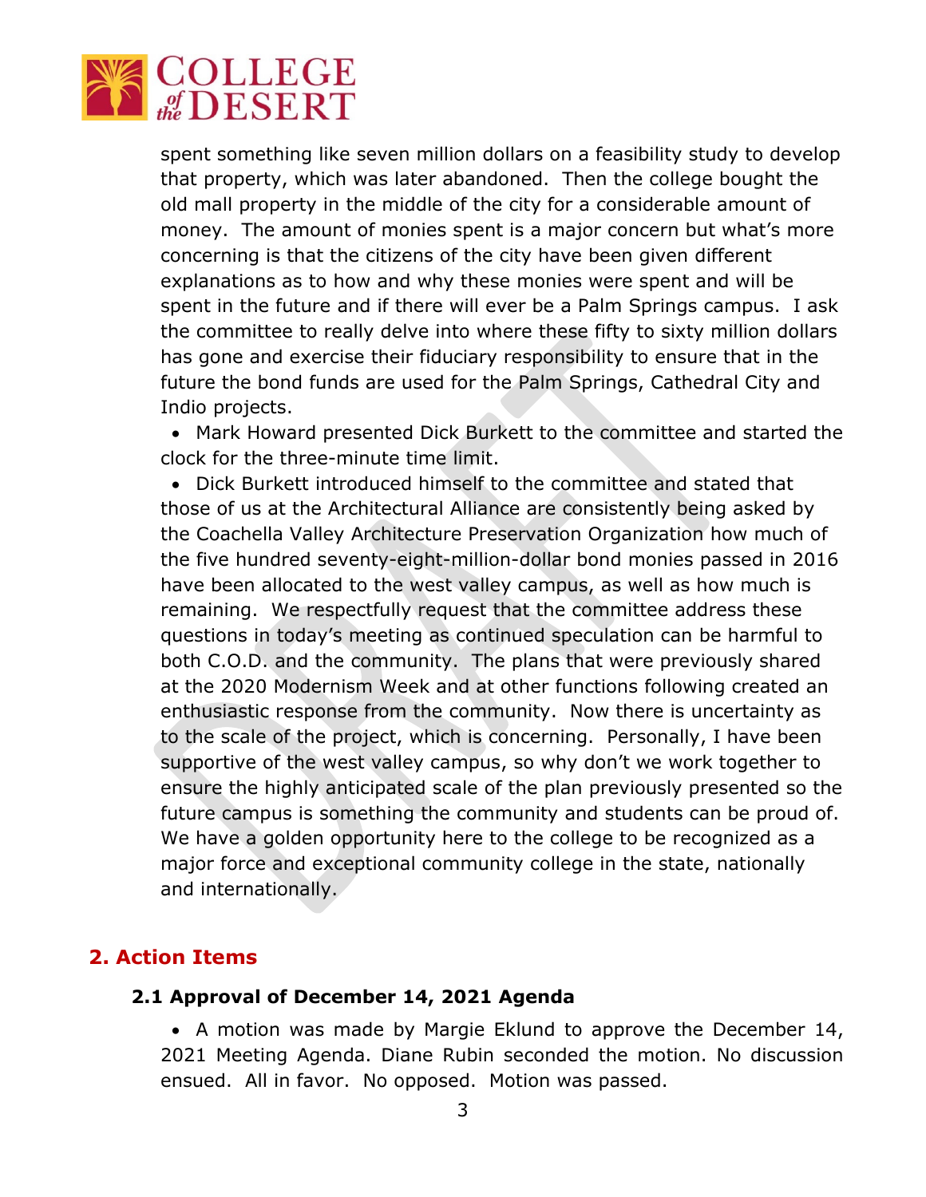spent something like seven million dollars on a feasibility study to develop that property, which was later abandoned. Then the college bought the old mall property in the middle of the city for a considerable amount of money. The amount of monies spent is a major concern but what's more concerning is that the citizens of the city have been given different explanations as to how and why these monies were spent and will be spent in the future and if there will ever be a Palm Springs campus. I ask the committee to really delve into where these fifty to sixty million dollars has gone and exercise their fiduciary responsibility to ensure that in the future the bond funds are used for the Palm Springs, Cathedral City and Indio projects.

- Mark Howard presented Dick Burkett to the committee and started the clock for the three-minute time limit.
- Dick Burkett introduced himself to the committee and stated that those of us at the Architectural Alliance are consistently being asked by the Coachella Valley Architecture Preservation Organization how much of the five hundred seventy-eight-million-dollar bond monies passed in 2016 have been allocated to the west valley campus, as well as how much is remaining. We respectfully request that the committee address these questions in today's meeting as continued speculation can be harmful to both C.O.D. and the community. The plans that were previously shared at the 2020 Modernism Week and at other functions following created an enthusiastic response from the community. Now there is uncertainty as to the scale of the project, which is concerning. Personally, I have been supportive of the west valley campus, so why don't we work together to ensure the highly anticipated scale of the plan previously presented so the future campus is something the community and students can be proud of. We have a golden opportunity here to the college to be recognized as a major force and exceptional community college in the state, nationally and internationally.

## 2. Action Items

### 2.1 Approval of December 14, 2021 Agenda

- A motion was made by Margie Eklund to approve the December 14, 2021 Meeting Agenda. Diane Rubin seconded the motion. No discussion ensued. All in favor. No opposed. Motion was passed.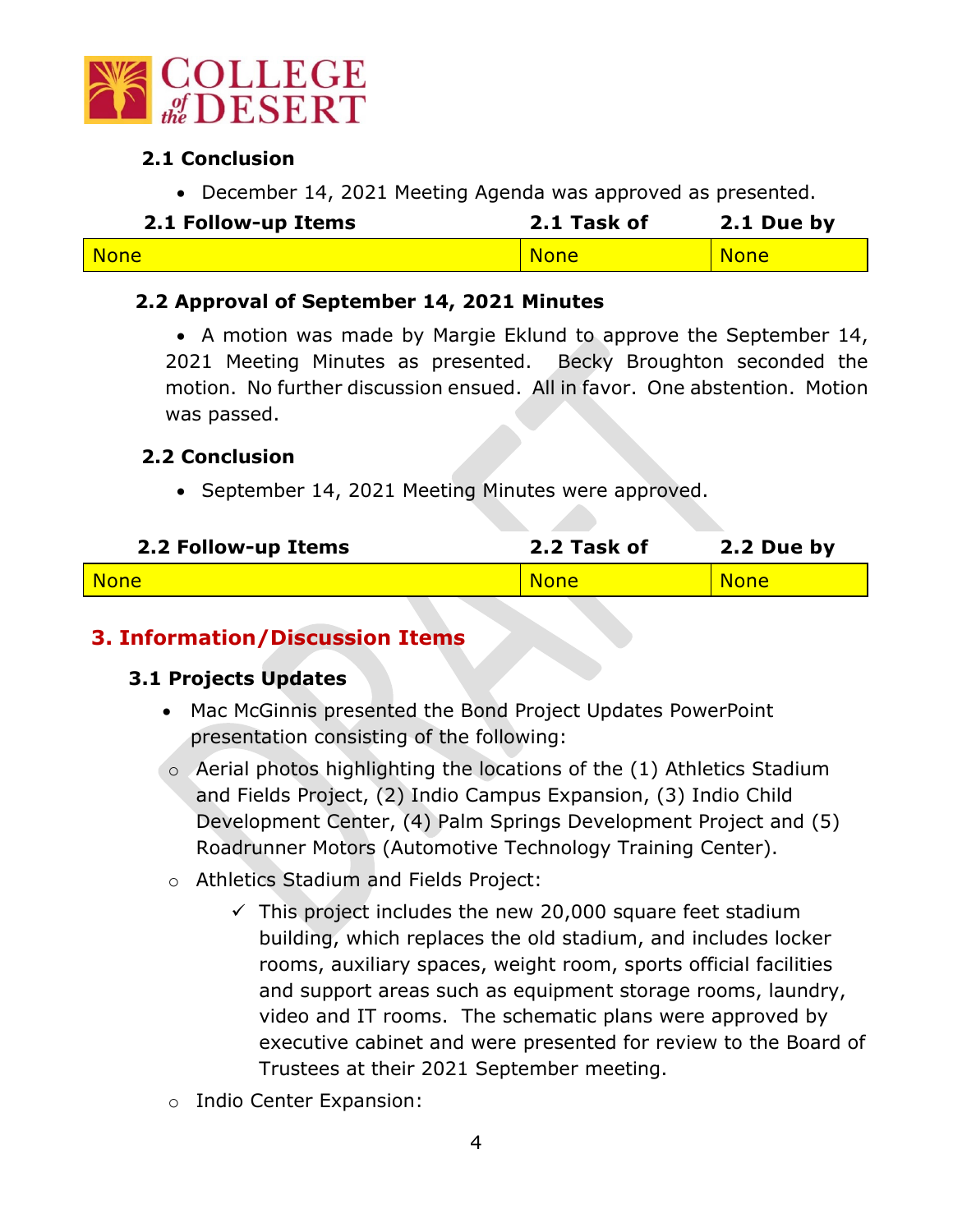### 2.1 Conclusion

- December 14, 2021 Meeting Agenda was approved as presented.

| 2.1 Follow-up Items | 2.1 Task of | 2.1 Due by |
|---|---|---|
| None | None | None |

### 2.2 Approval of September 14, 2021 Minutes

- A motion was made by Margie Eklund to approve the September 14, 2021 Meeting Minutes as presented. Becky Broughton seconded the motion. No further discussion ensued. All in favor. One abstention. Motion was passed.

### 2.2 Conclusion

- September 14, 2021 Meeting Minutes were approved.

| 2.2 Follow-up Items | 2.2 Task of | 2.2 Due by |
|---|---|---|
| None | None | None |

## 3. Information/Discussion Items

### 3.1 Projects Updates

- Mac McGinnis presented the Bond Project Updates PowerPoint presentation consisting of the following:
  - Aerial photos highlighting the locations of the (1) Athletics Stadium and Fields Project, (2) Indio Campus Expansion, (3) Indio Child Development Center, (4) Palm Springs Development Project and (5) Roadrunner Motors (Automotive Technology Training Center).
  - Athletics Stadium and Fields Project:
    - ✓ This project includes the new 20,000 square feet stadium building, which replaces the old stadium, and includes locker rooms, auxiliary spaces, weight room, sports official facilities and support areas such as equipment storage rooms, laundry, video and IT rooms. The schematic plans were approved by executive cabinet and were presented for review to the Board of Trustees at their 2021 September meeting.
  - Indio Center Expansion: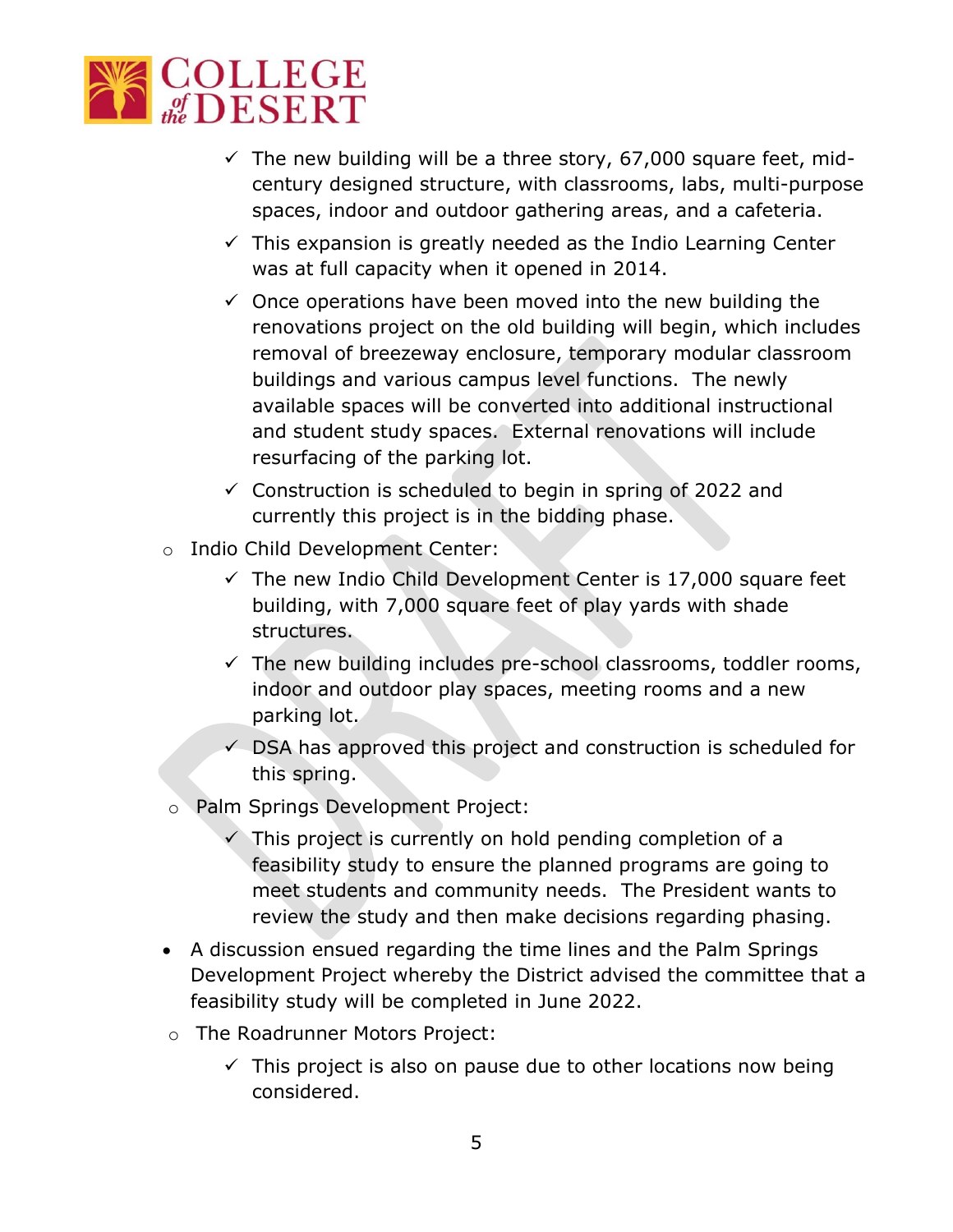- The new building will be a three story, 67,000 square feet, mid-century designed structure, with classrooms, labs, multi-purpose spaces, indoor and outdoor gathering areas, and a cafeteria.
- This expansion is greatly needed as the Indio Learning Center was at full capacity when it opened in 2014.
- Once operations have been moved into the new building the renovations project on the old building will begin, which includes removal of breezeway enclosure, temporary modular classroom buildings and various campus level functions. The newly available spaces will be converted into additional instructional and student study spaces. External renovations will include resurfacing of the parking lot.
- Construction is scheduled to begin in spring of 2022 and currently this project is in the bidding phase.

- Indio Child Development Center:
  - The new Indio Child Development Center is 17,000 square feet building, with 7,000 square feet of play yards with shade structures.
  - The new building includes pre-school classrooms, toddler rooms, indoor and outdoor play spaces, meeting rooms and a new parking lot.
  - DSA has approved this project and construction is scheduled for this spring.
- Palm Springs Development Project:
  - This project is currently on hold pending completion of a feasibility study to ensure the planned programs are going to meet students and community needs. The President wants to review the study and then make decisions regarding phasing.

- A discussion ensued regarding the time lines and the Palm Springs Development Project whereby the District advised the committee that a feasibility study will be completed in June 2022.

- The Roadrunner Motors Project:
  - This project is also on pause due to other locations now being considered.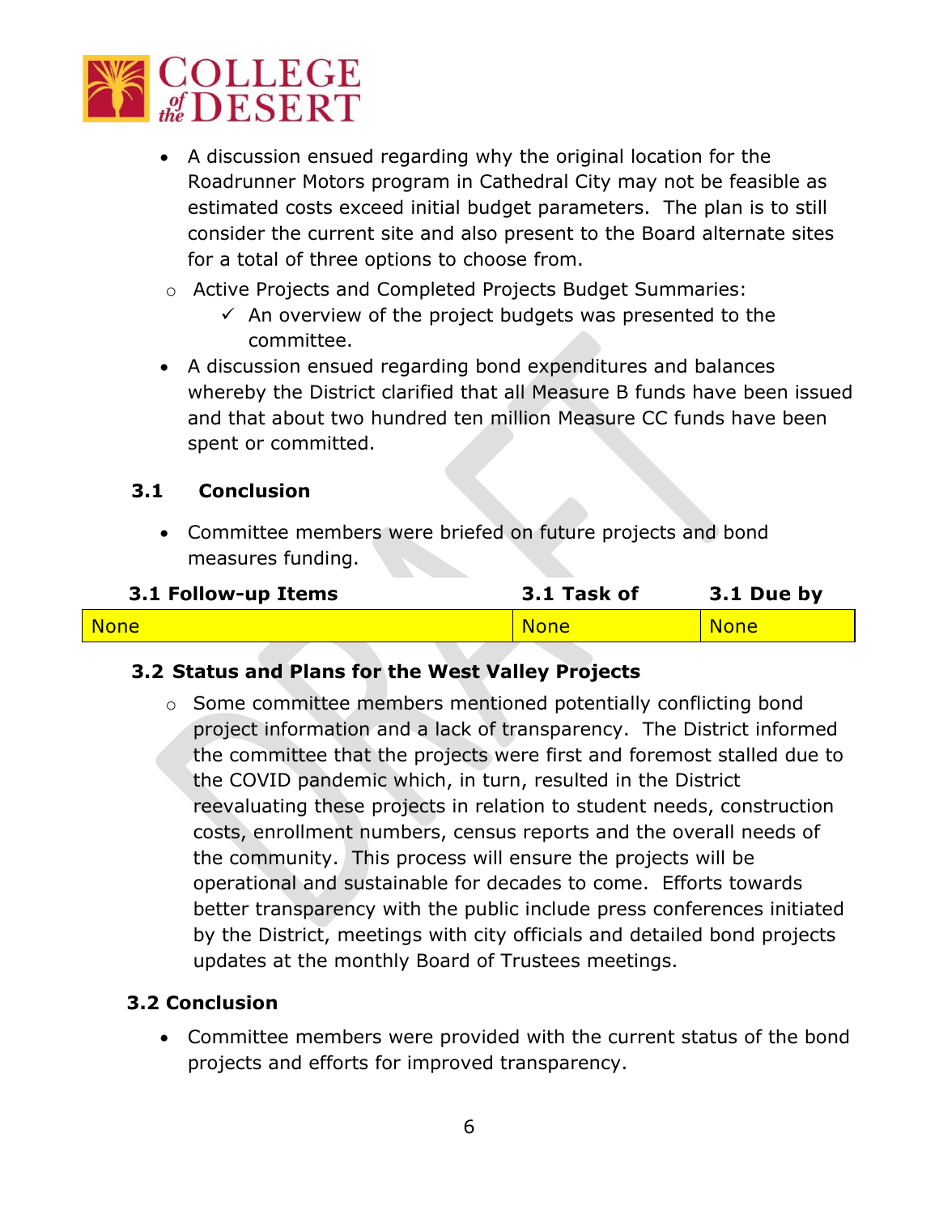- A discussion ensued regarding why the original location for the Roadrunner Motors program in Cathedral City may not be feasible as estimated costs exceed initial budget parameters. The plan is to still consider the current site and also present to the Board alternate sites for a total of three options to choose from.
  - Active Projects and Completed Projects Budget Summaries:
    - ✓ An overview of the project budgets was presented to the committee.
- A discussion ensued regarding bond expenditures and balances whereby the District clarified that all Measure B funds have been issued and that about two hundred ten million Measure CC funds have been spent or committed.

### 3.1 Conclusion

- Committee members were briefed on future projects and bond measures funding.

| 3.1 Follow-up Items | 3.1 Task of | 3.1 Due by |
|---|---|---|
| None | None | None |

### 3.2 Status and Plans for the West Valley Projects

- Some committee members mentioned potentially conflicting bond project information and a lack of transparency. The District informed the committee that the projects were first and foremost stalled due to the COVID pandemic which, in turn, resulted in the District reevaluating these projects in relation to student needs, construction costs, enrollment numbers, census reports and the overall needs of the community. This process will ensure the projects will be operational and sustainable for decades to come. Efforts towards better transparency with the public include press conferences initiated by the District, meetings with city officials and detailed bond projects updates at the monthly Board of Trustees meetings.

### 3.2 Conclusion

- Committee members were provided with the current status of the bond projects and efforts for improved transparency.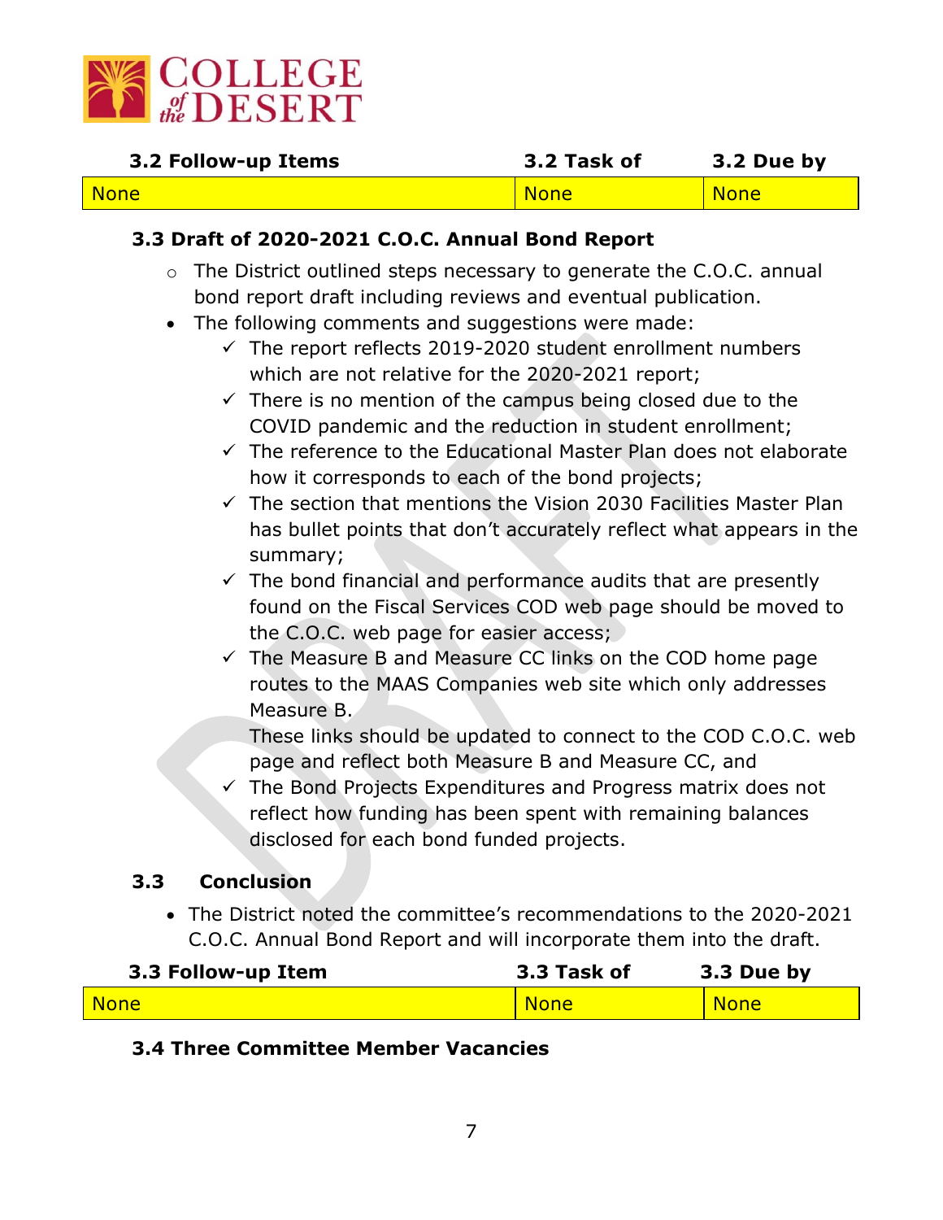| 3.2 Follow-up Items | 3.2 Task of | 3.2 Due by |
|---|---|---|
| None | None | None |

### 3.3 Draft of 2020-2021 C.O.C. Annual Bond Report

- The District outlined steps necessary to generate the C.O.C. annual bond report draft including reviews and eventual publication.
- The following comments and suggestions were made:
  - ✓ The report reflects 2019-2020 student enrollment numbers which are not relative for the 2020-2021 report;
  - ✓ There is no mention of the campus being closed due to the COVID pandemic and the reduction in student enrollment;
  - ✓ The reference to the Educational Master Plan does not elaborate how it corresponds to each of the bond projects;
  - ✓ The section that mentions the Vision 2030 Facilities Master Plan has bullet points that don't accurately reflect what appears in the summary;
  - ✓ The bond financial and performance audits that are presently found on the Fiscal Services COD web page should be moved to the C.O.C. web page for easier access;
  - ✓ The Measure B and Measure CC links on the COD home page routes to the MAAS Companies web site which only addresses Measure B.

    These links should be updated to connect to the COD C.O.C. web page and reflect both Measure B and Measure CC, and
  - ✓ The Bond Projects Expenditures and Progress matrix does not reflect how funding has been spent with remaining balances disclosed for each bond funded projects.

### 3.3 Conclusion

- The District noted the committee's recommendations to the 2020-2021 C.O.C. Annual Bond Report and will incorporate them into the draft.

| 3.3 Follow-up Item | 3.3 Task of | 3.3 Due by |
|---|---|---|
| None | None | None |

### 3.4 Three Committee Member Vacancies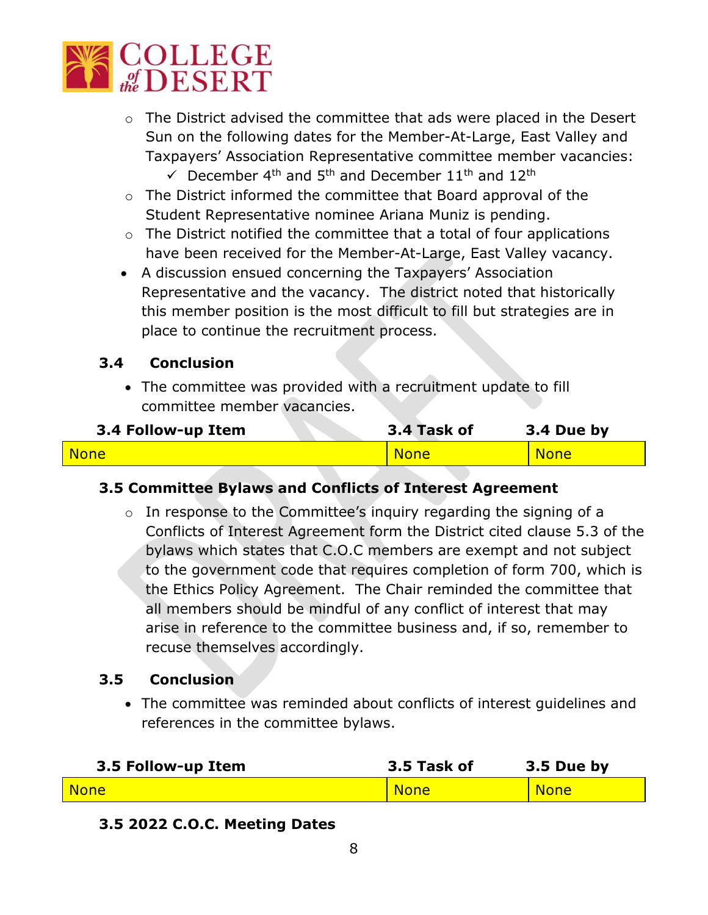- The District advised the committee that ads were placed in the Desert Sun on the following dates for the Member-At-Large, East Valley and Taxpayers' Association Representative committee member vacancies:
  - ✓ December 4th and 5th and December 11th and 12th
- The District informed the committee that Board approval of the Student Representative nominee Ariana Muniz is pending.
- The District notified the committee that a total of four applications have been received for the Member-At-Large, East Valley vacancy.

- A discussion ensued concerning the Taxpayers' Association Representative and the vacancy. The district noted that historically this member position is the most difficult to fill but strategies are in place to continue the recruitment process.

### 3.4 Conclusion

- The committee was provided with a recruitment update to fill committee member vacancies.

| 3.4 Follow-up Item | 3.4 Task of | 3.4 Due by |
|---|---|---|
| None | None | None |

### 3.5 Committee Bylaws and Conflicts of Interest Agreement

- In response to the Committee's inquiry regarding the signing of a Conflicts of Interest Agreement form the District cited clause 5.3 of the bylaws which states that C.O.C members are exempt and not subject to the government code that requires completion of form 700, which is the Ethics Policy Agreement. The Chair reminded the committee that all members should be mindful of any conflict of interest that may arise in reference to the committee business and, if so, remember to recuse themselves accordingly.

### 3.5 Conclusion

- The committee was reminded about conflicts of interest guidelines and references in the committee bylaws.

| 3.5 Follow-up Item | 3.5 Task of | 3.5 Due by |
|---|---|---|
| None | None | None |

### 3.5 2022 C.O.C. Meeting Dates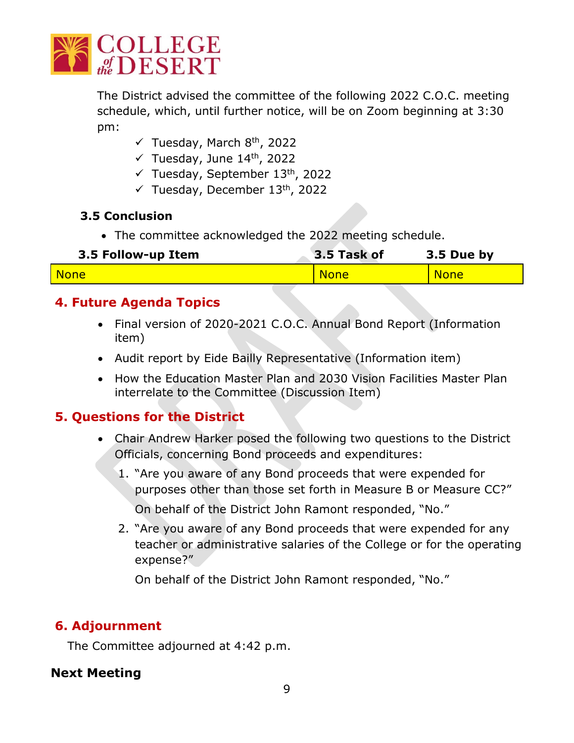The District advised the committee of the following 2022 C.O.C. meeting schedule, which, until further notice, will be on Zoom beginning at 3:30 pm:

- ✓ Tuesday, March 8th, 2022
- ✓ Tuesday, June 14th, 2022
- ✓ Tuesday, September 13th, 2022
- ✓ Tuesday, December 13th, 2022

**3.5 Conclusion**

- The committee acknowledged the 2022 meeting schedule.

| 3.5 Follow-up Item | 3.5 Task of | 3.5 Due by |
|---|---|---|
| None | None | None |

## 4. Future Agenda Topics

- Final version of 2020-2021 C.O.C. Annual Bond Report (Information item)
- Audit report by Eide Bailly Representative (Information item)
- How the Education Master Plan and 2030 Vision Facilities Master Plan interrelate to the Committee (Discussion Item)

## 5. Questions for the District

- Chair Andrew Harker posed the following two questions to the District Officials, concerning Bond proceeds and expenditures:
  1. "Are you aware of any Bond proceeds that were expended for purposes other than those set forth in Measure B or Measure CC?"

     On behalf of the District John Ramont responded, "No."
  2. "Are you aware of any Bond proceeds that were expended for any teacher or administrative salaries of the College or for the operating expense?"

     On behalf of the District John Ramont responded, "No."

## 6. Adjournment

The Committee adjourned at 4:42 p.m.

**Next Meeting**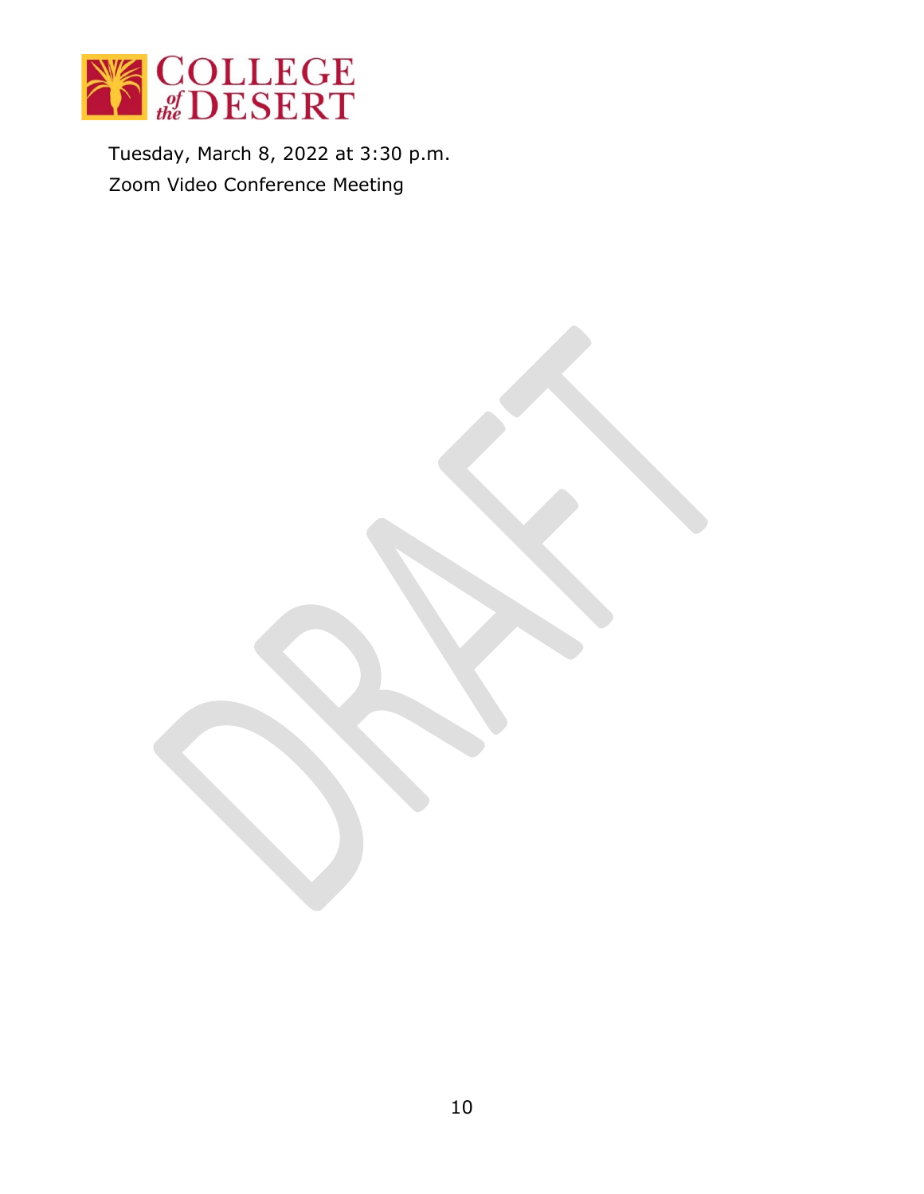COLLEGE of the DESERT

Tuesday, March 8, 2022 at 3:30 p.m.

Zoom Video Conference Meeting